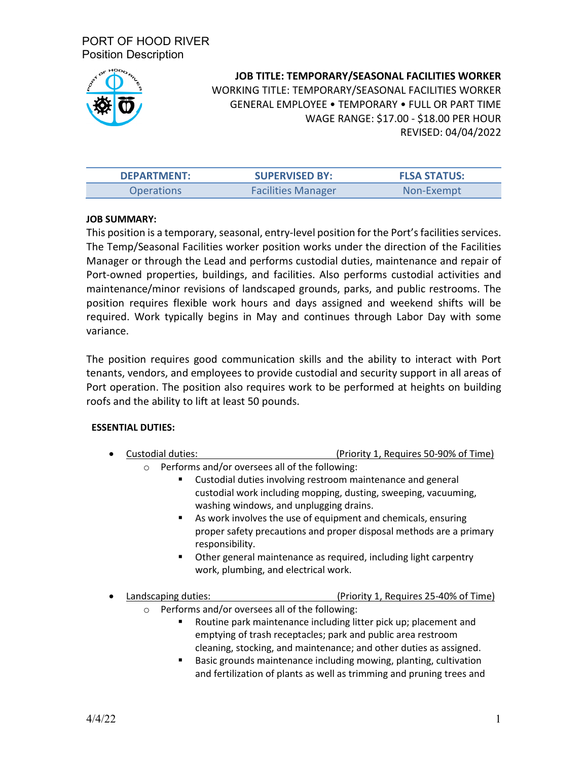PORT OF HOOD RIVER
Position Description

**JOB TITLE: TEMPORARY/SEASONAL FACILITIES WORKER**
WORKING TITLE: TEMPORARY/SEASONAL FACILITIES WORKER
GENERAL EMPLOYEE • TEMPORARY • FULL OR PART TIME
WAGE RANGE: $17.00 - $18.00 PER HOUR
REVISED: 04/04/2022

| DEPARTMENT: | SUPERVISED BY: | FLSA STATUS: |
|---|---|---|
| Operations | Facilities Manager | Non-Exempt |

**JOB SUMMARY:**

This position is a temporary, seasonal, entry-level position for the Port's facilities services. The Temp/Seasonal Facilities worker position works under the direction of the Facilities Manager or through the Lead and performs custodial duties, maintenance and repair of Port-owned properties, buildings, and facilities. Also performs custodial activities and maintenance/minor revisions of landscaped grounds, parks, and public restrooms. The position requires flexible work hours and days assigned and weekend shifts will be required. Work typically begins in May and continues through Labor Day with some variance.

The position requires good communication skills and the ability to interact with Port tenants, vendors, and employees to provide custodial and security support in all areas of Port operation. The position also requires work to be performed at heights on building roofs and the ability to lift at least 50 pounds.

**ESSENTIAL DUTIES:**

- Custodial duties: (Priority 1, Requires 50-90% of Time)
  - Performs and/or oversees all of the following:
    - Custodial duties involving restroom maintenance and general custodial work including mopping, dusting, sweeping, vacuuming, washing windows, and unplugging drains.
    - As work involves the use of equipment and chemicals, ensuring proper safety precautions and proper disposal methods are a primary responsibility.
    - Other general maintenance as required, including light carpentry work, plumbing, and electrical work.
- Landscaping duties: (Priority 1, Requires 25-40% of Time)
  - Performs and/or oversees all of the following:
    - Routine park maintenance including litter pick up; placement and emptying of trash receptacles; park and public area restroom cleaning, stocking, and maintenance; and other duties as assigned.
    - Basic grounds maintenance including mowing, planting, cultivation and fertilization of plants as well as trimming and pruning trees and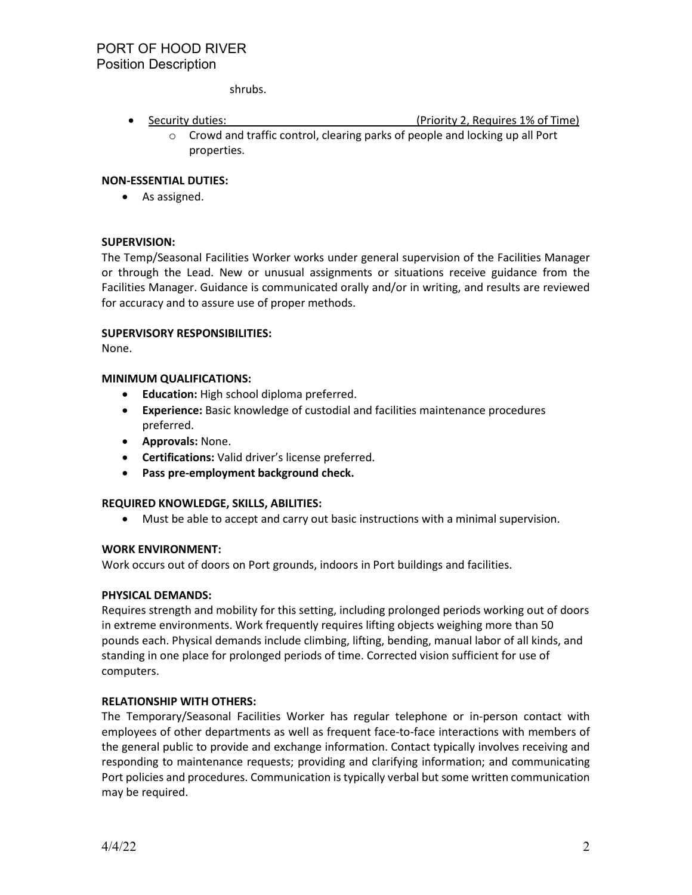shrubs.

- Security duties: (Priority 2, Requires 1% of Time)
    - Crowd and traffic control, clearing parks of people and locking up all Port properties.

**NON-ESSENTIAL DUTIES:**

- As assigned.

**SUPERVISION:**

The Temp/Seasonal Facilities Worker works under general supervision of the Facilities Manager or through the Lead. New or unusual assignments or situations receive guidance from the Facilities Manager. Guidance is communicated orally and/or in writing, and results are reviewed for accuracy and to assure use of proper methods.

**SUPERVISORY RESPONSIBILITIES:**

None.

**MINIMUM QUALIFICATIONS:**

- **Education:** High school diploma preferred.
- **Experience:** Basic knowledge of custodial and facilities maintenance procedures preferred.
- **Approvals:** None.
- **Certifications:** Valid driver's license preferred.
- **Pass pre-employment background check.**

**REQUIRED KNOWLEDGE, SKILLS, ABILITIES:**

- Must be able to accept and carry out basic instructions with a minimal supervision.

**WORK ENVIRONMENT:**

Work occurs out of doors on Port grounds, indoors in Port buildings and facilities.

**PHYSICAL DEMANDS:**

Requires strength and mobility for this setting, including prolonged periods working out of doors in extreme environments. Work frequently requires lifting objects weighing more than 50 pounds each. Physical demands include climbing, lifting, bending, manual labor of all kinds, and standing in one place for prolonged periods of time. Corrected vision sufficient for use of computers.

**RELATIONSHIP WITH OTHERS:**

The Temporary/Seasonal Facilities Worker has regular telephone or in-person contact with employees of other departments as well as frequent face-to-face interactions with members of the general public to provide and exchange information. Contact typically involves receiving and responding to maintenance requests; providing and clarifying information; and communicating Port policies and procedures. Communication is typically verbal but some written communication may be required.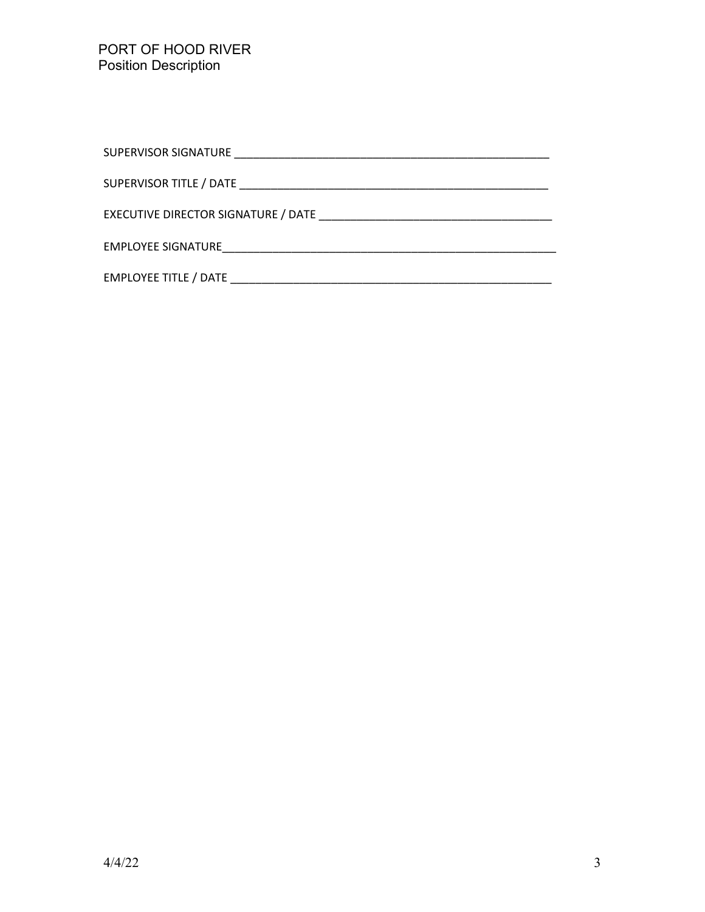SUPERVISOR SIGNATURE ____________________________________________________

SUPERVISOR TITLE / DATE ____________________________________________________

EXECUTIVE DIRECTOR SIGNATURE / DATE ______________________________________

EMPLOYEE SIGNATURE________________________________________________________

EMPLOYEE TITLE / DATE _____________________________________________________